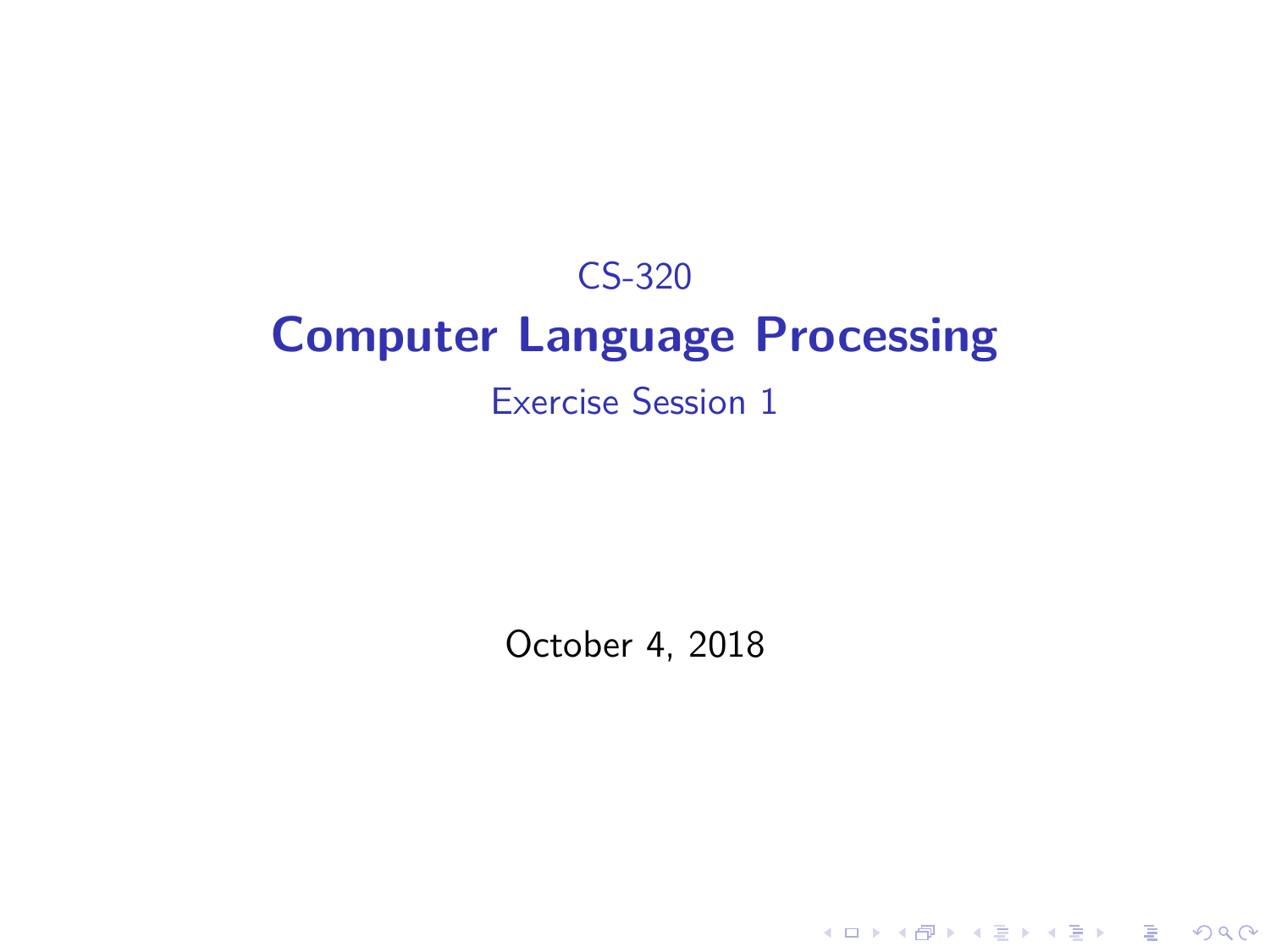CS-320

# Computer Language Processing

Exercise Session 1

October 4, 2018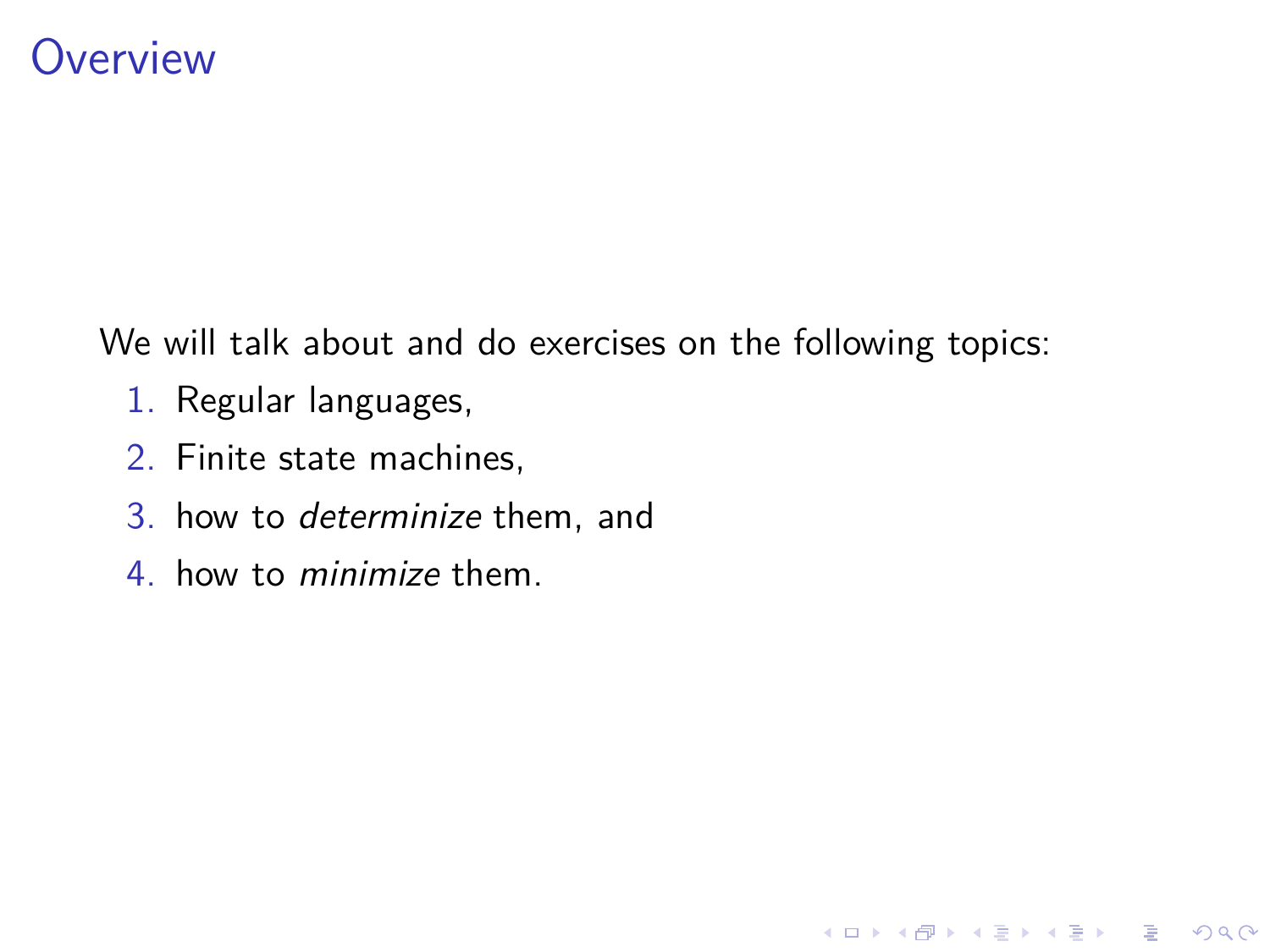# Overview

We will talk about and do exercises on the following topics:

1. Regular languages,
2. Finite state machines,
3. how to *determinize* them, and
4. how to *minimize* them.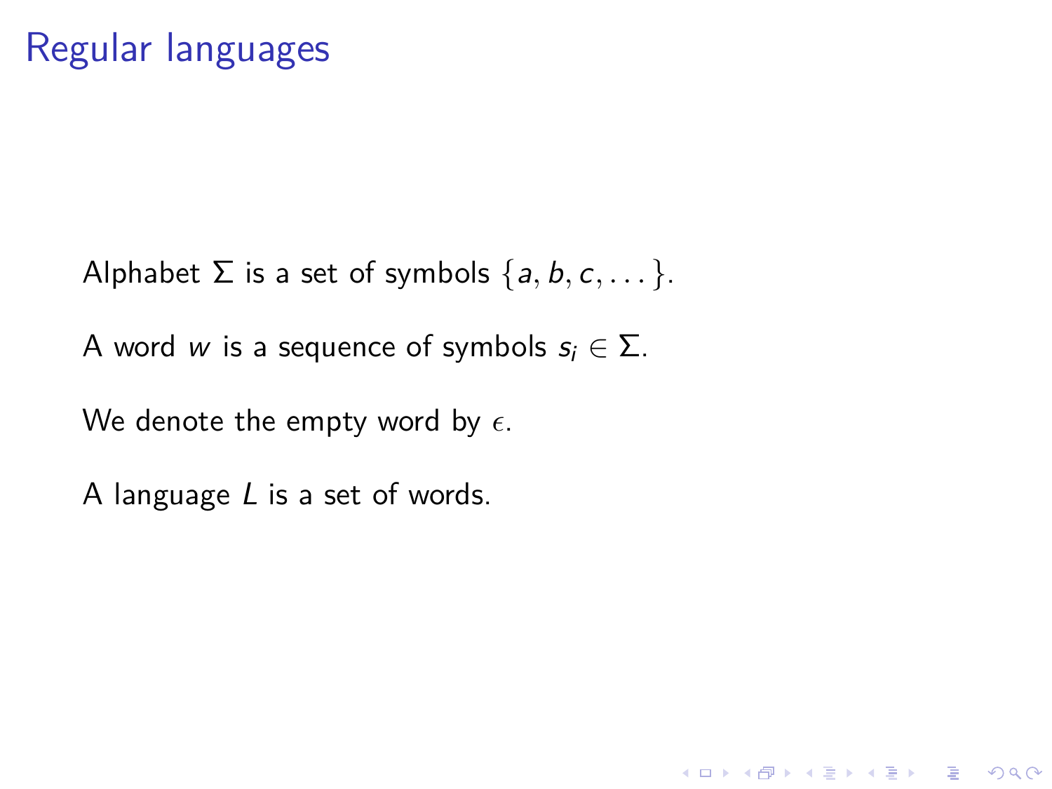# Regular languages

Alphabet $\Sigma$ is a set of symbols $\{a, b, c, \dots\}$.

A word $w$ is a sequence of symbols $s_i \in \Sigma$.

We denote the empty word by $\epsilon$.

A language $L$ is a set of words.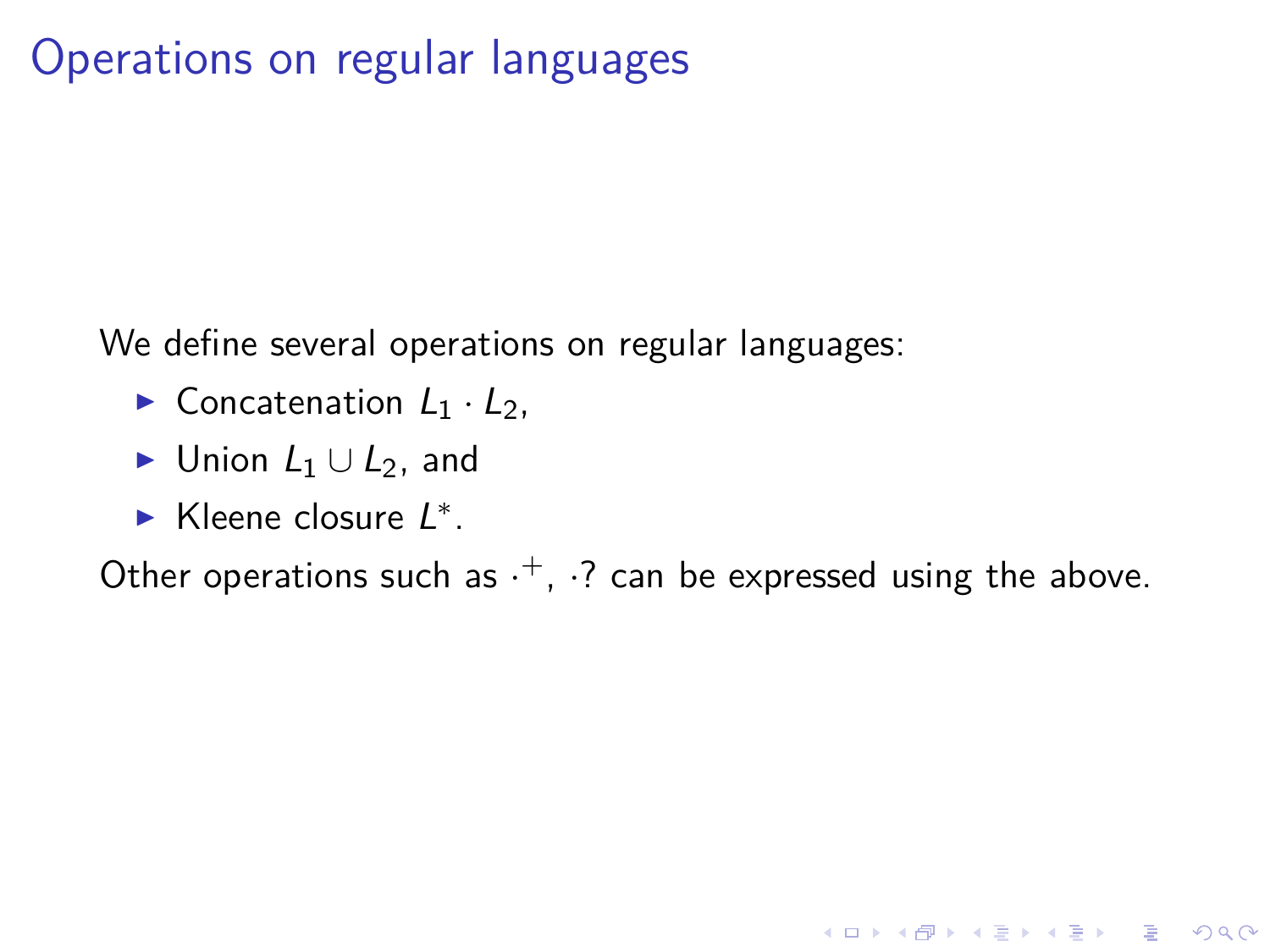# Operations on regular languages

We define several operations on regular languages:

- Concatenation $L_1 \cdot L_2$,
- Union $L_1 \cup L_2$, and
- Kleene closure $L^*$.

Other operations such as $\cdot^+$, $\cdot?$ can be expressed using the above.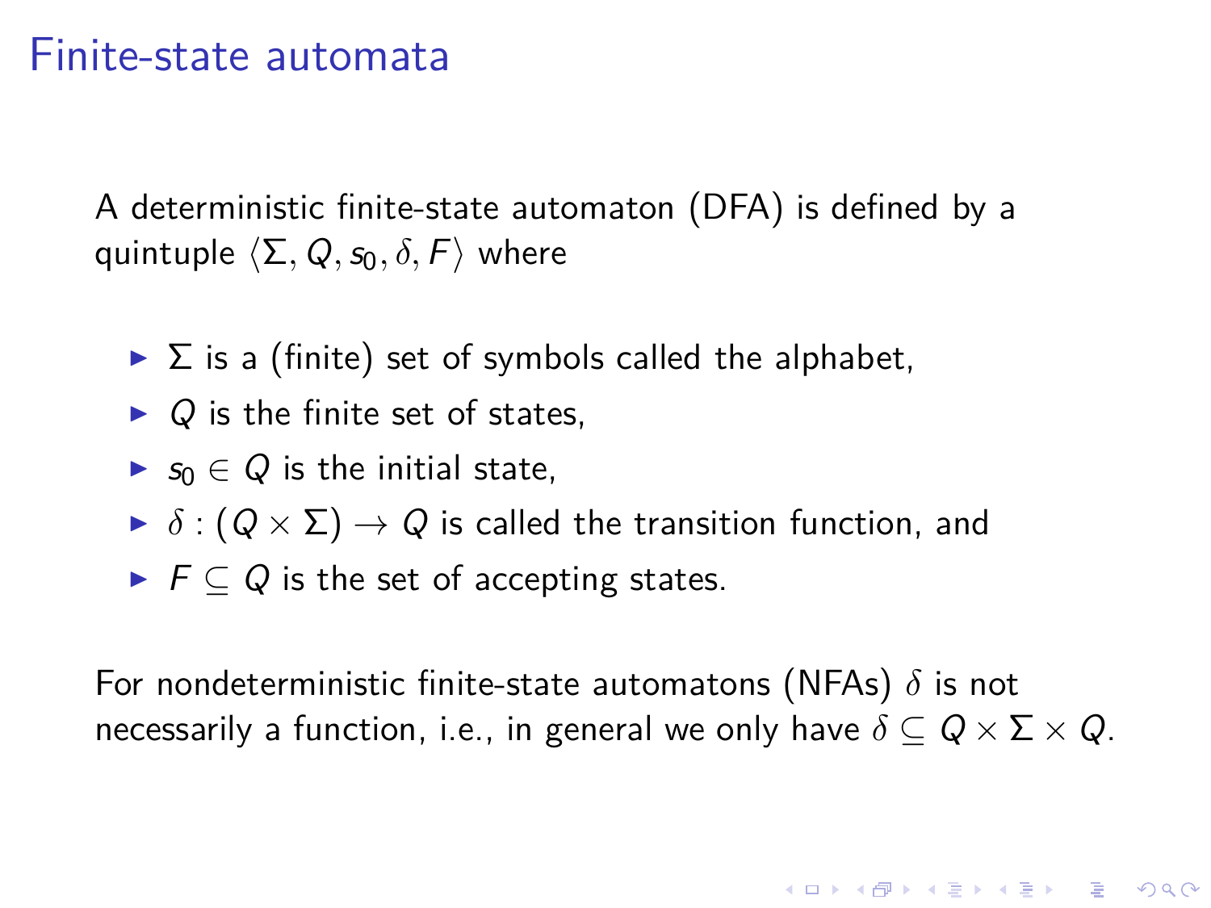# Finite-state automata

A deterministic finite-state automaton (DFA) is defined by a quintuple $\langle \Sigma, Q, s_0, \delta, F \rangle$ where

- $\Sigma$ is a (finite) set of symbols called the alphabet,
- $Q$ is the finite set of states,
- $s_0 \in Q$ is the initial state,
- $\delta : (Q \times \Sigma) \to Q$ is called the transition function, and
- $F \subseteq Q$ is the set of accepting states.

For nondeterministic finite-state automatons (NFAs) $\delta$ is not necessarily a function, i.e., in general we only have $\delta \subseteq Q \times \Sigma \times Q$.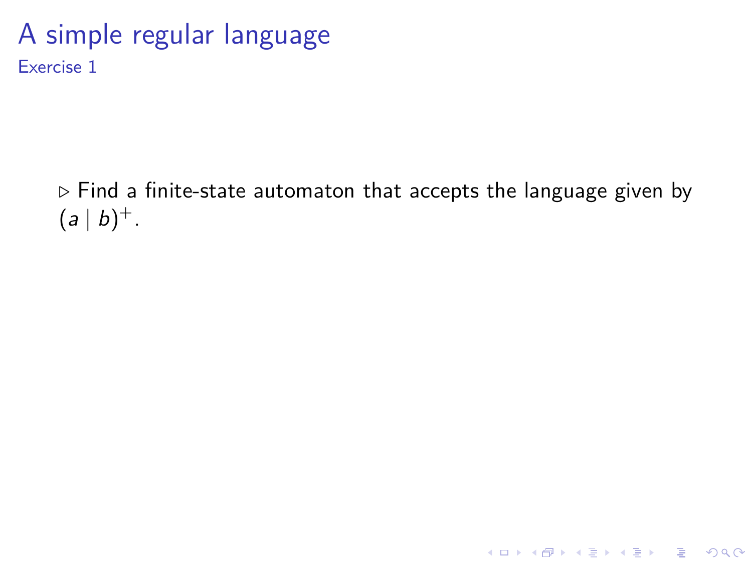# A simple regular language

## Exercise 1

▷ Find a finite-state automaton that accepts the language given by $(a \mid b)^+$.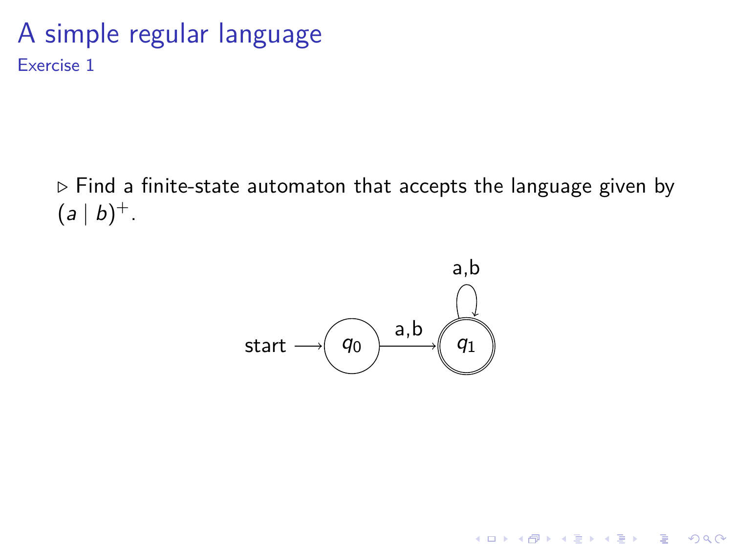# A simple regular language

## Exercise 1

▷ Find a finite-state automaton that accepts the language given by $(a \mid b)^+$.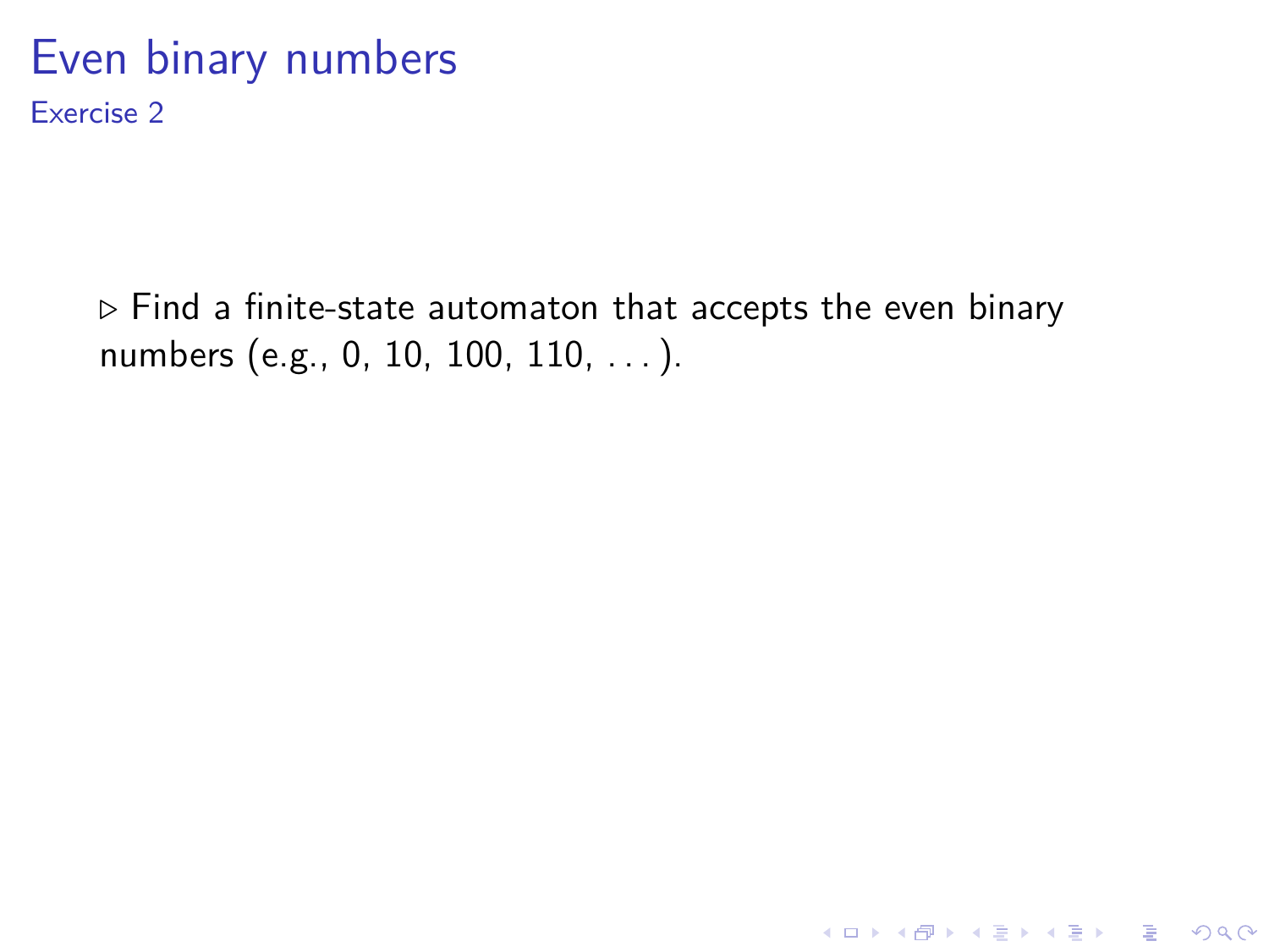# Even binary numbers

## Exercise 2

▷ Find a finite-state automaton that accepts the even binary numbers (e.g., 0, 10, 100, 110, . . . ).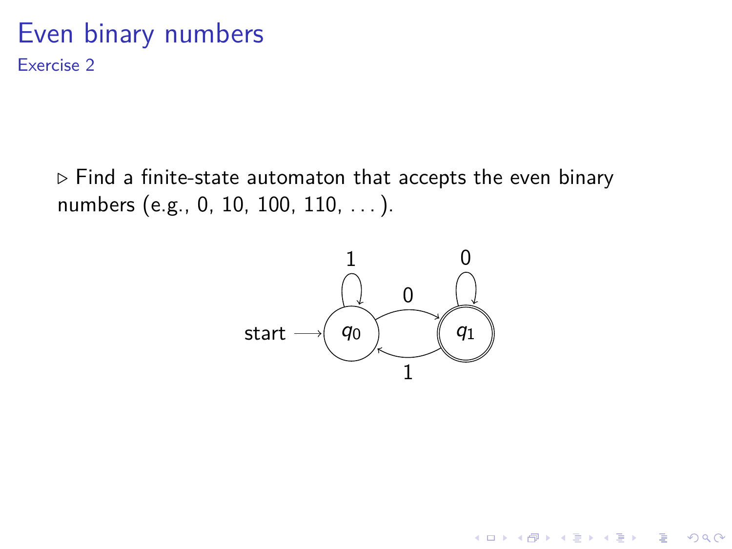# Even binary numbers

## Exercise 2

▷ Find a finite-state automaton that accepts the even binary numbers (e.g., 0, 10, 100, 110, . . . ).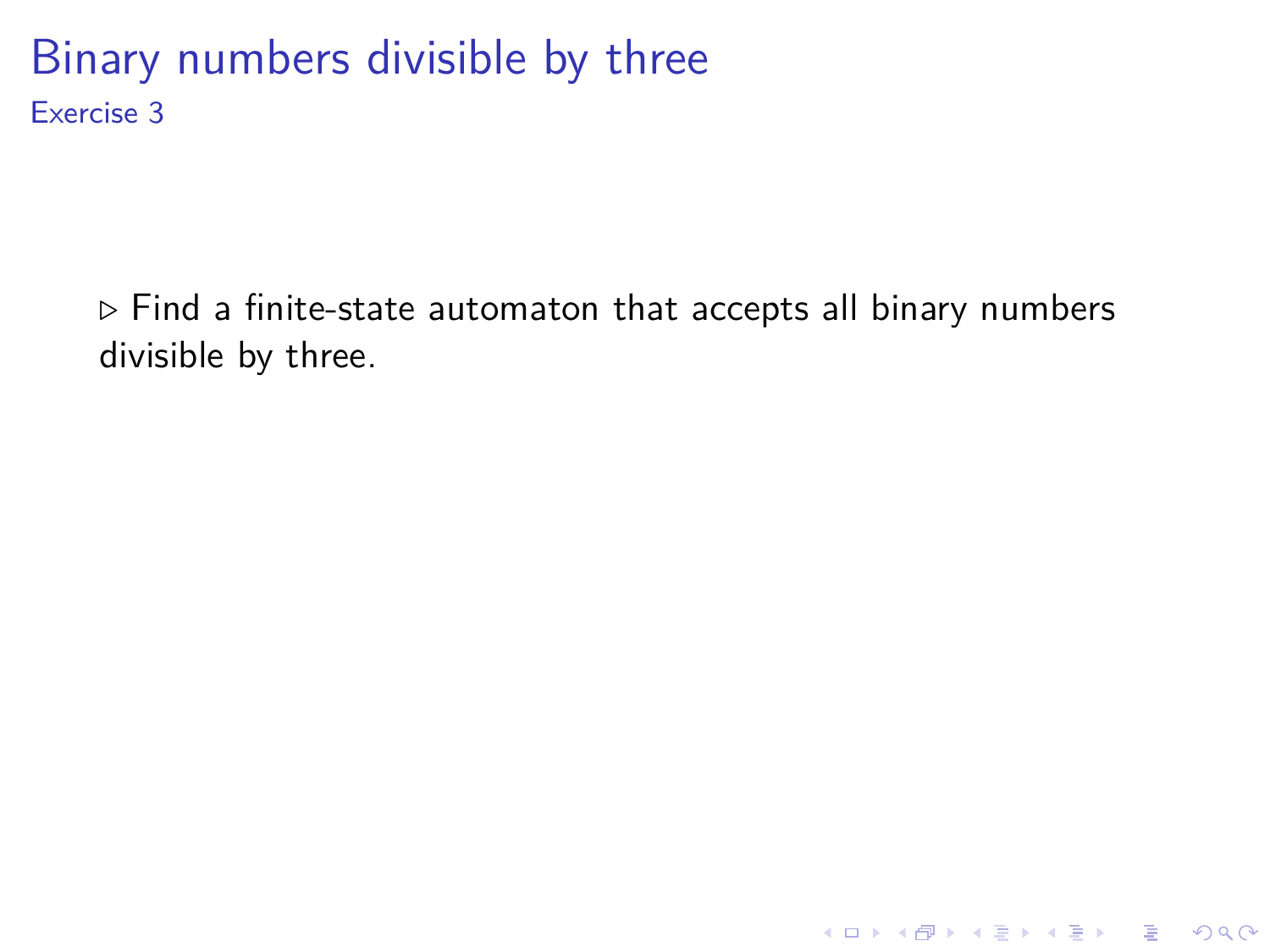# Binary numbers divisible by three

## Exercise 3

▷ Find a finite-state automaton that accepts all binary numbers divisible by three.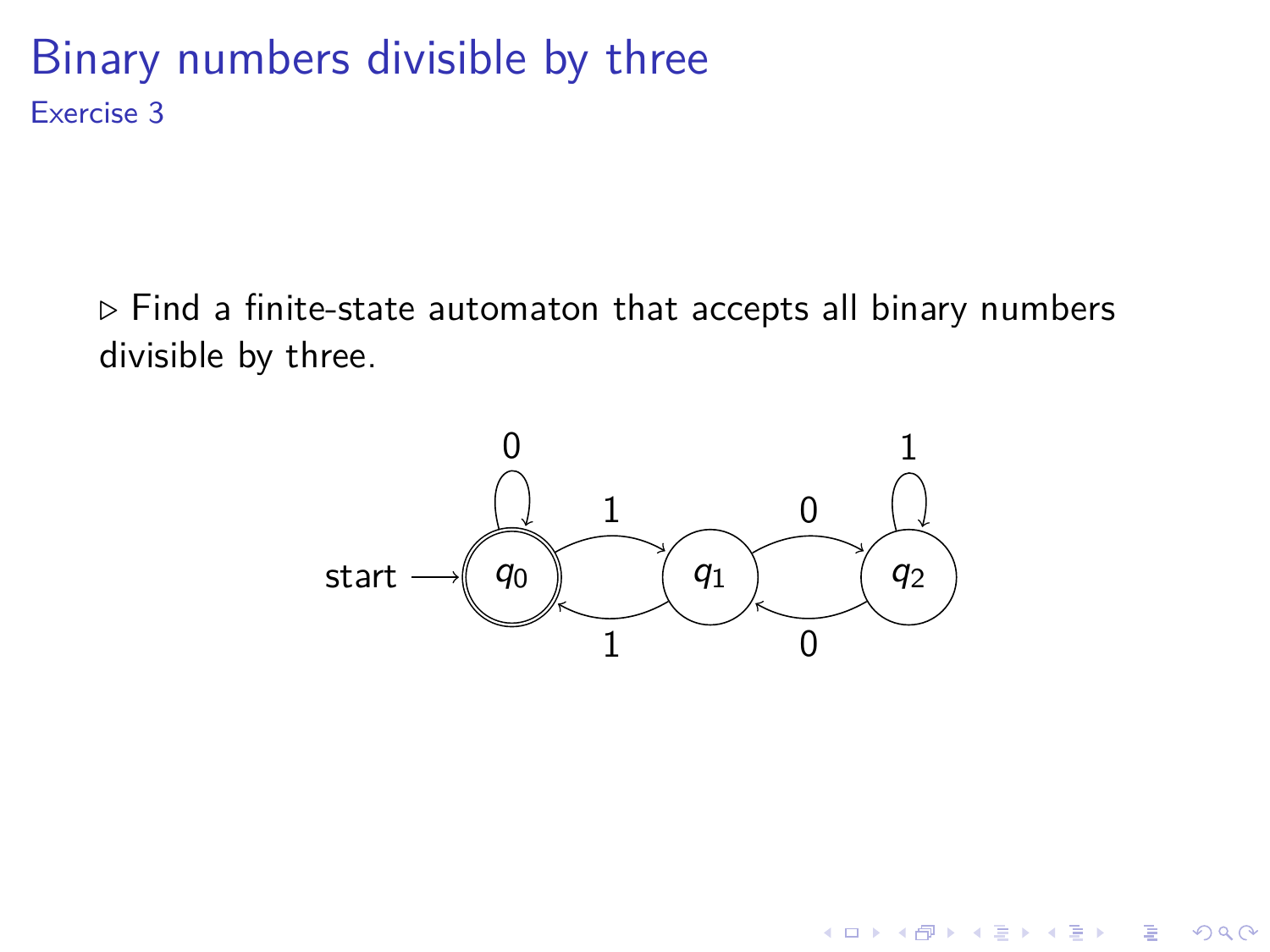# Binary numbers divisible by three

## Exercise 3

▷ Find a finite-state automaton that accepts all binary numbers divisible by three.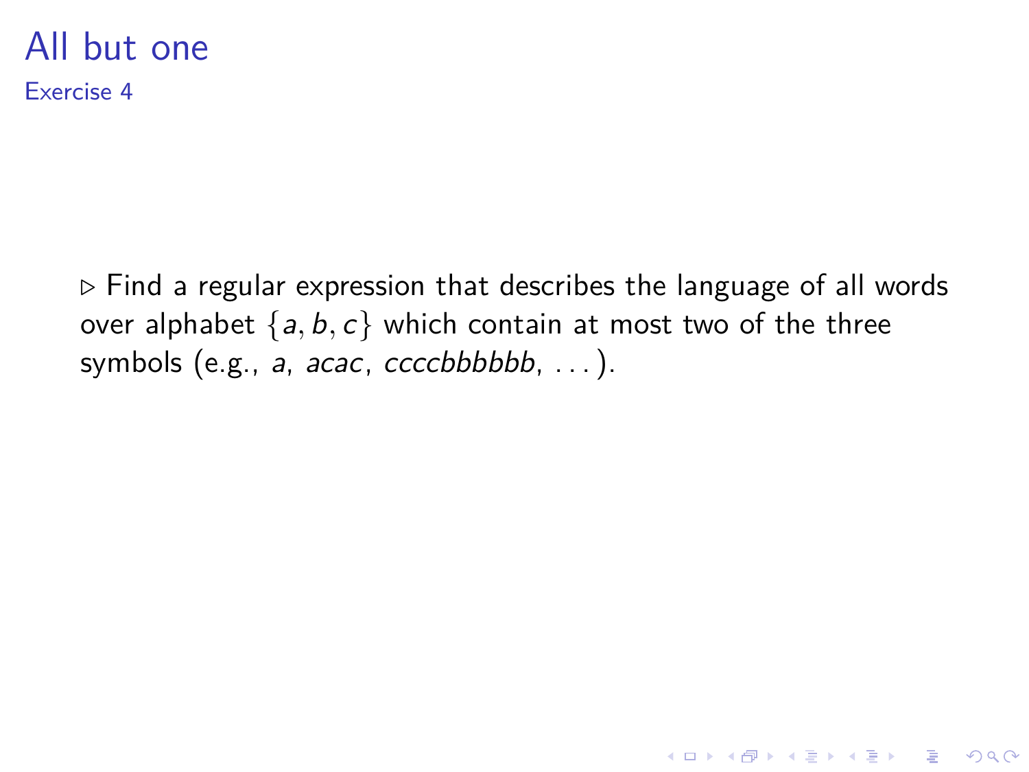# All but one

## Exercise 4

▷ Find a regular expression that describes the language of all words over alphabet $\{a, b, c\}$ which contain at most two of the three symbols (e.g., $a$, $acac$, $ccccbbbbbb$, ...).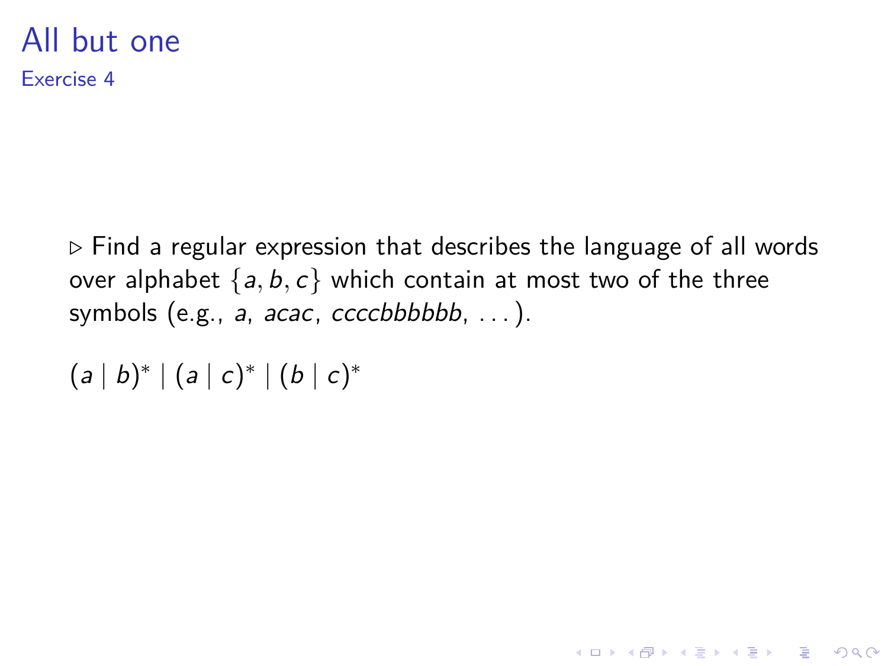# All but one

## Exercise 4

▷ Find a regular expression that describes the language of all words over alphabet $\{a, b, c\}$ which contain at most two of the three symbols (e.g., *a*, *acac*, *ccccbbbbbb*, ...).

$(a \mid b)^* \mid (a \mid c)^* \mid (b \mid c)^*$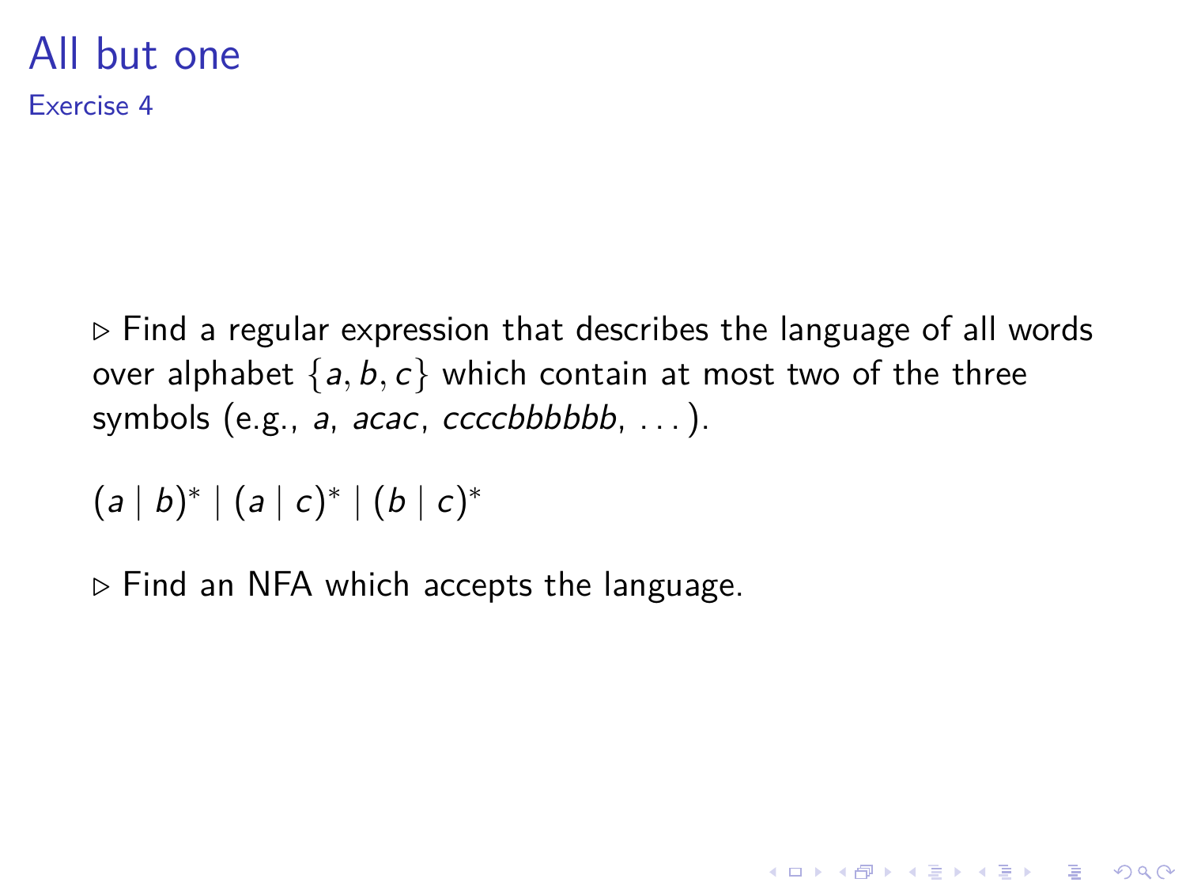# All but one

## Exercise 4

▷ Find a regular expression that describes the language of all words over alphabet $\{a, b, c\}$ which contain at most two of the three symbols (e.g., *a*, *acac*, *ccccbbbbbb*, ...).

$(a \mid b)^* \mid (a \mid c)^* \mid (b \mid c)^*$

▷ Find an NFA which accepts the language.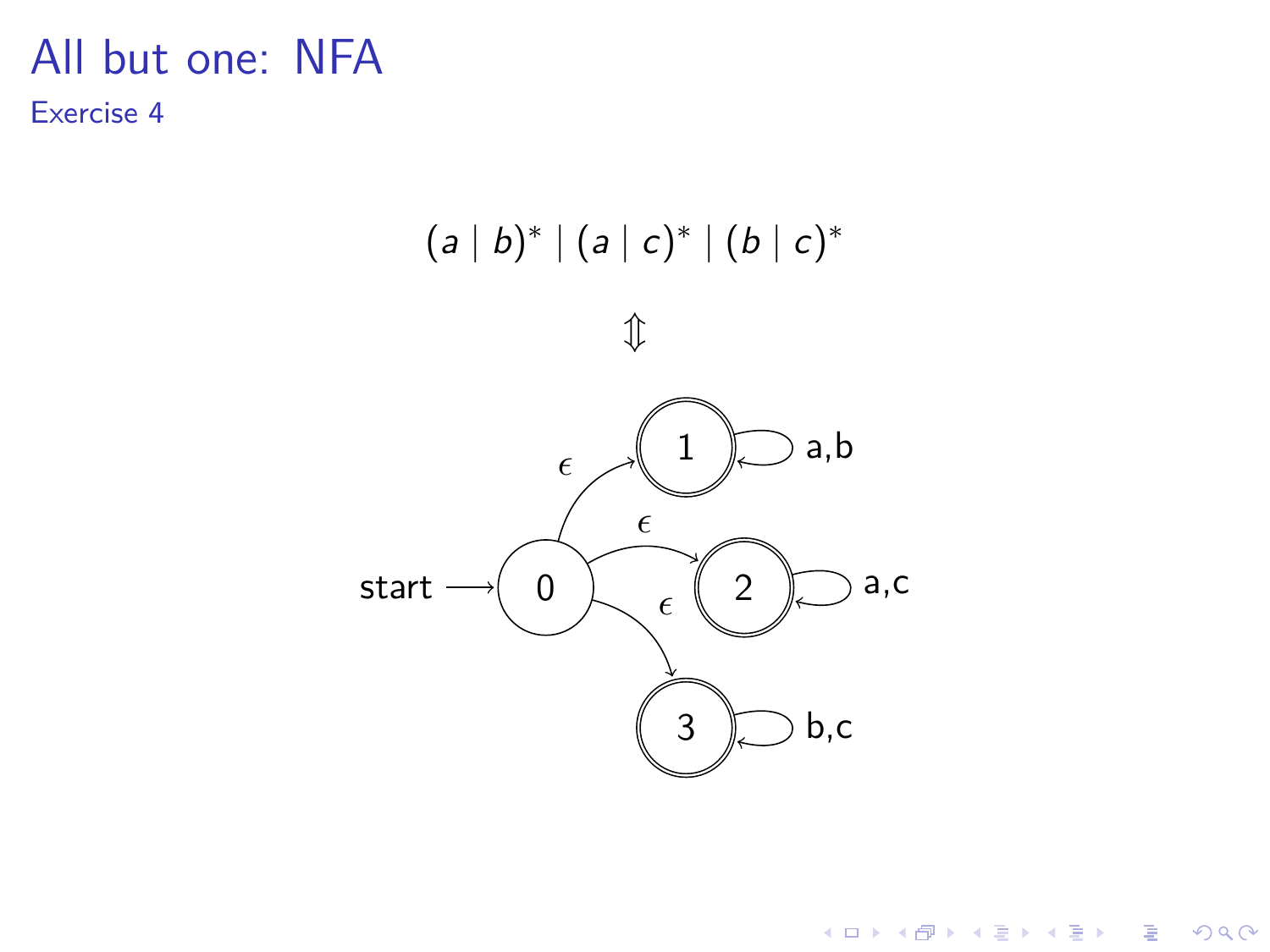# All but one: NFA

## Exercise 4

$$(a \mid b)^* \mid (a \mid c)^* \mid (b \mid c)^*$$

$$\Updownarrow$$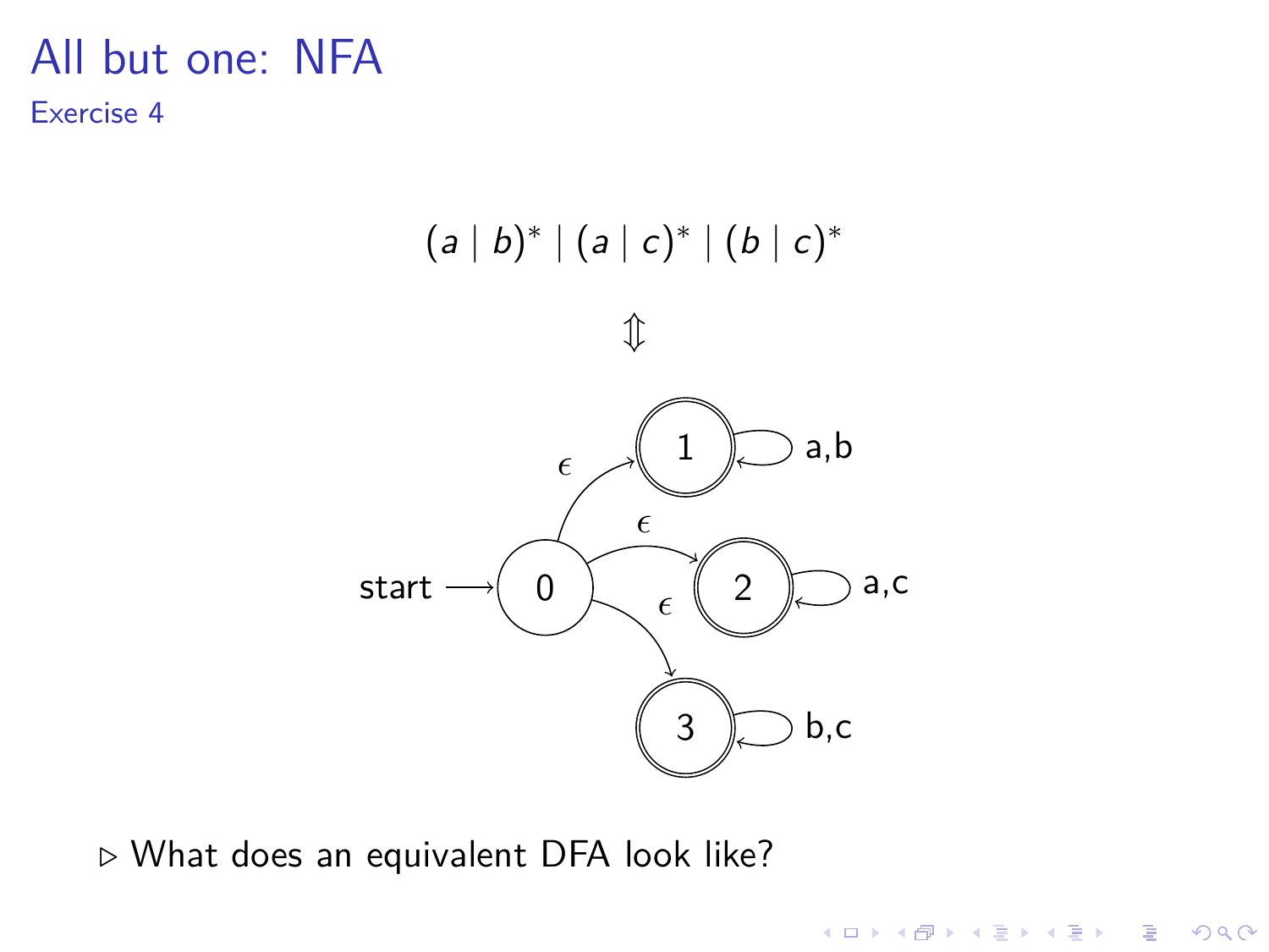# All but one: NFA

## Exercise 4

$$(a \mid b)^* \mid (a \mid c)^* \mid (b \mid c)^*$$

$$\Updownarrow$$

- ▷ What does an equivalent DFA look like?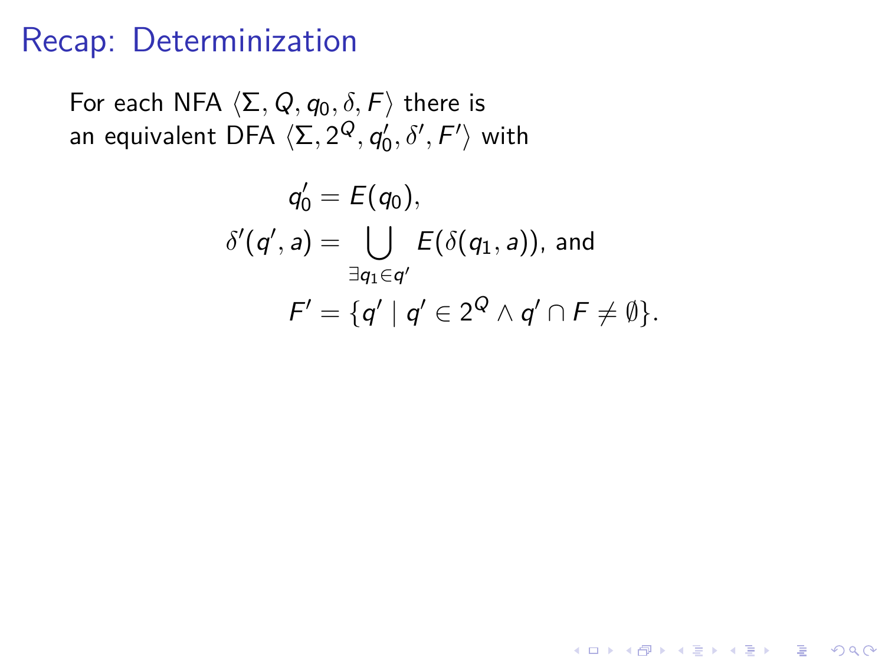# Recap: Determinization

For each NFA $\langle \Sigma, Q, q_0, \delta, F \rangle$ there is an equivalent DFA $\langle \Sigma, 2^Q, q_0', \delta', F' \rangle$ with

$$
\begin{aligned}
q_0' &= E(q_0), \\
\delta'(q', a) &= \bigcup_{\exists q_1 \in q'} E(\delta(q_1, a)), \text{ and} \\
F' &= \{q' \mid q' \in 2^Q \wedge q' \cap F \neq \emptyset\}.
\end{aligned}
$$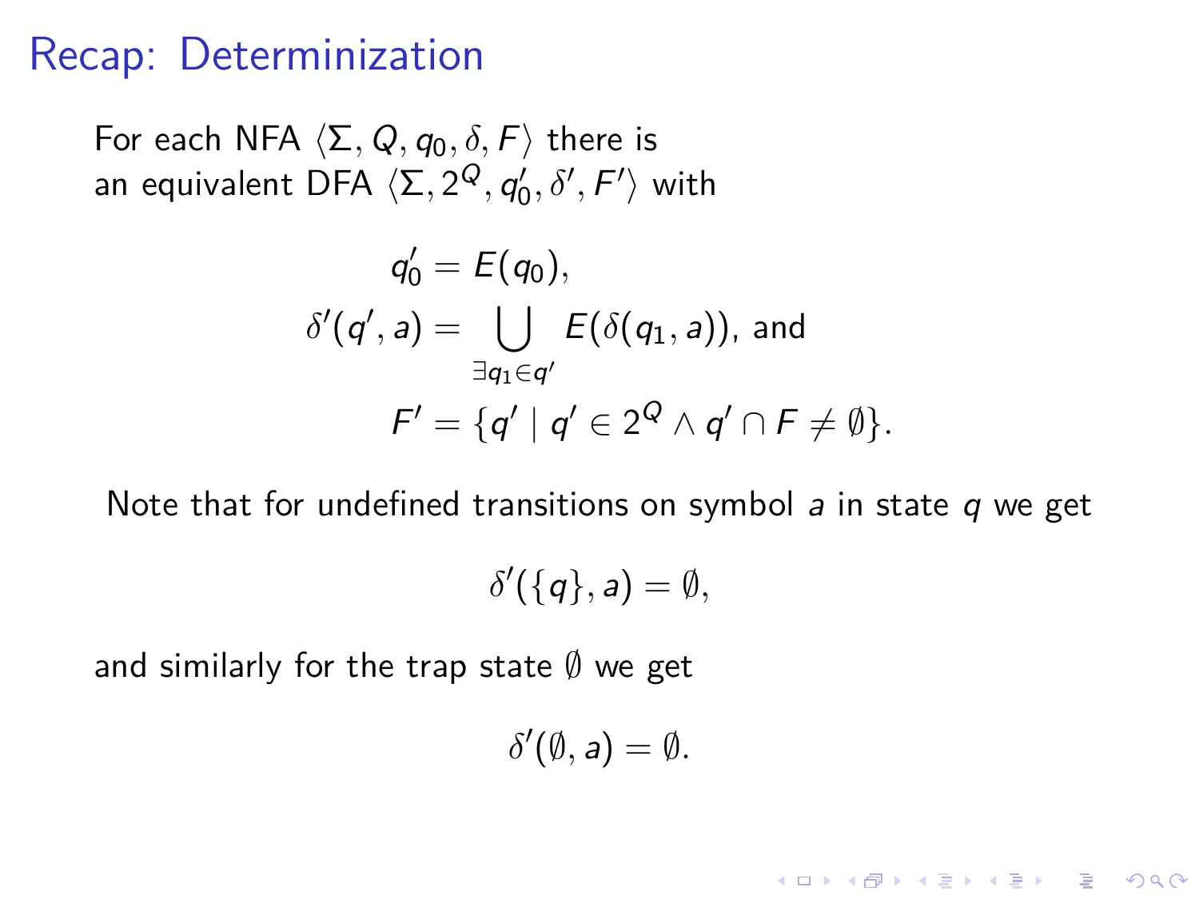# Recap: Determinization

For each NFA $\langle \Sigma, Q, q_0, \delta, F \rangle$ there is an equivalent DFA $\langle \Sigma, 2^Q, q_0', \delta', F' \rangle$ with

$$
\begin{aligned}
q_0' &= E(q_0), \\
\delta'(q', a) &= \bigcup_{\exists q_1 \in q'} E(\delta(q_1, a)), \text{ and} \\
F' &= \{q' \mid q' \in 2^Q \wedge q' \cap F \neq \emptyset\}.
\end{aligned}
$$

Note that for undefined transitions on symbol $a$ in state $q$ we get

$$\delta'(\{q\}, a) = \emptyset,$$

and similarly for the trap state $\emptyset$ we get

$$\delta'(\emptyset, a) = \emptyset.$$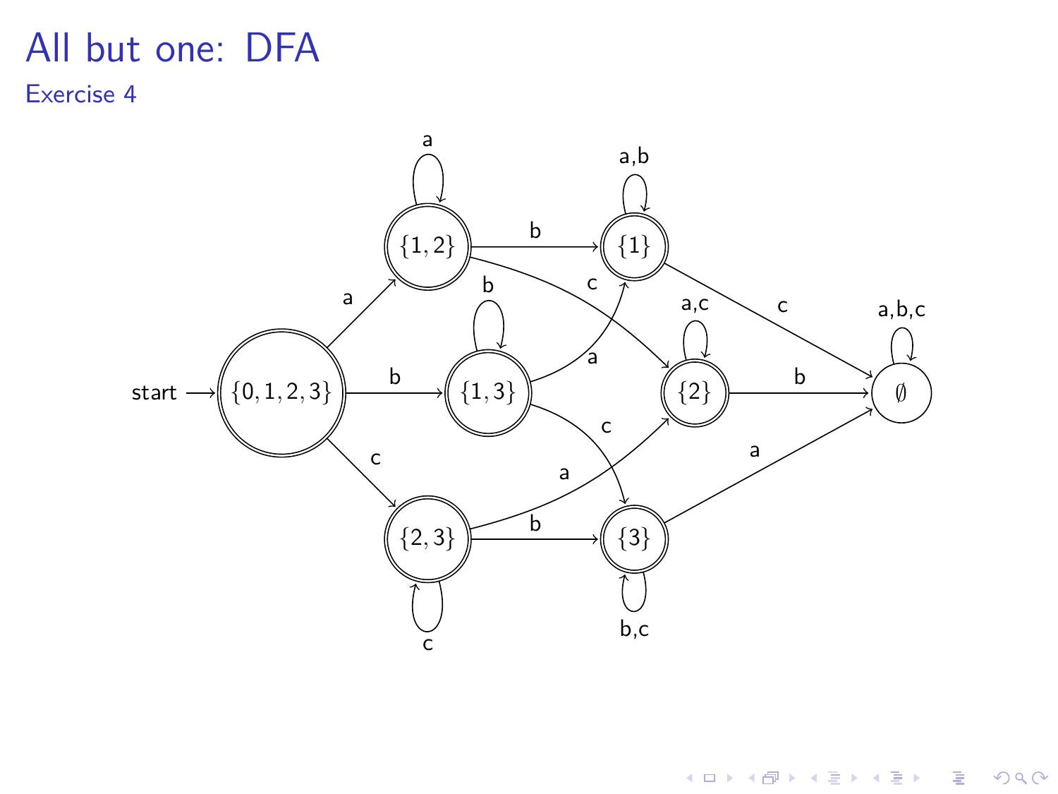# All but one: DFA

## Exercise 4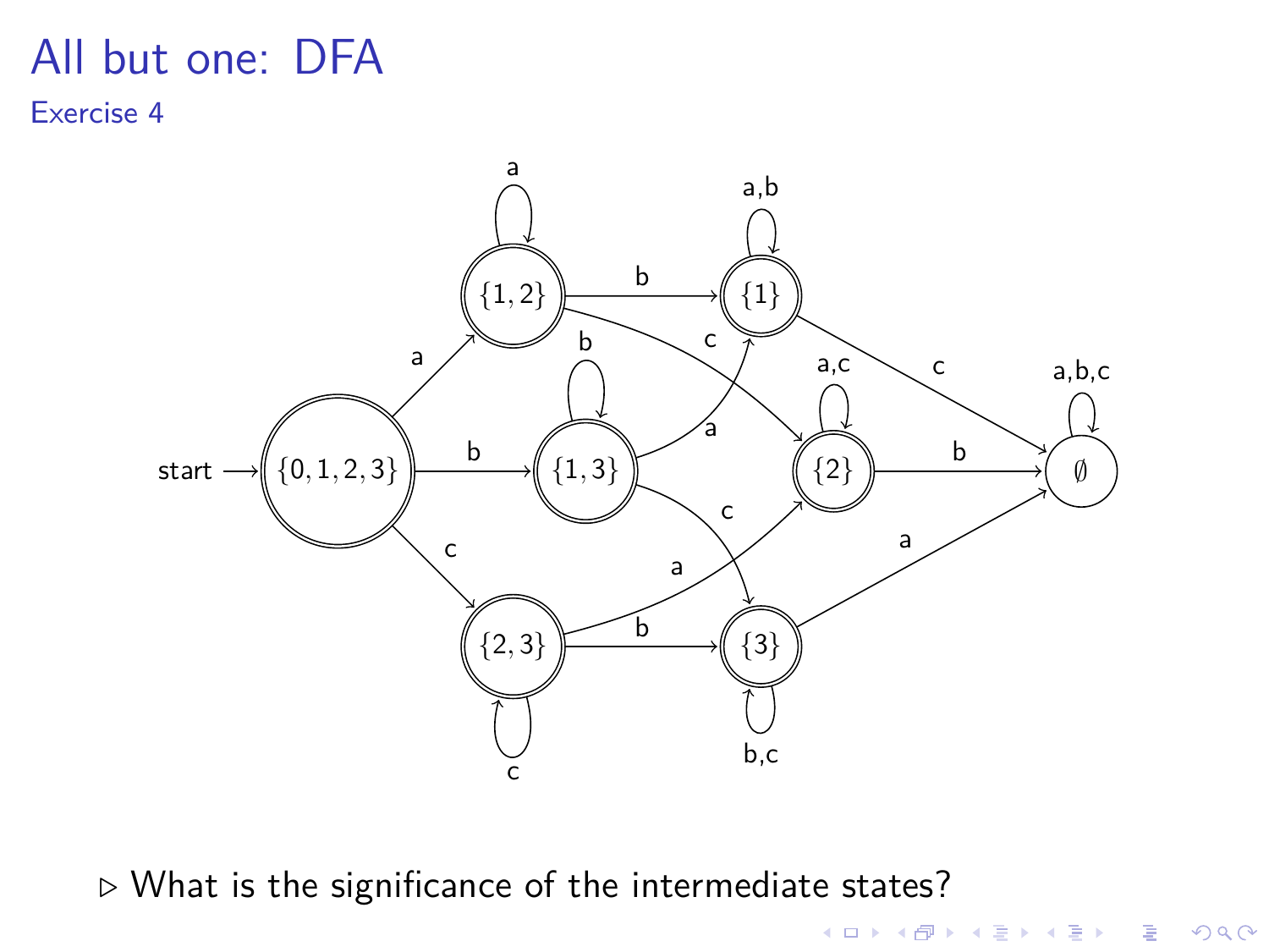# All but one: DFA

## Exercise 4

▷ What is the significance of the intermediate states?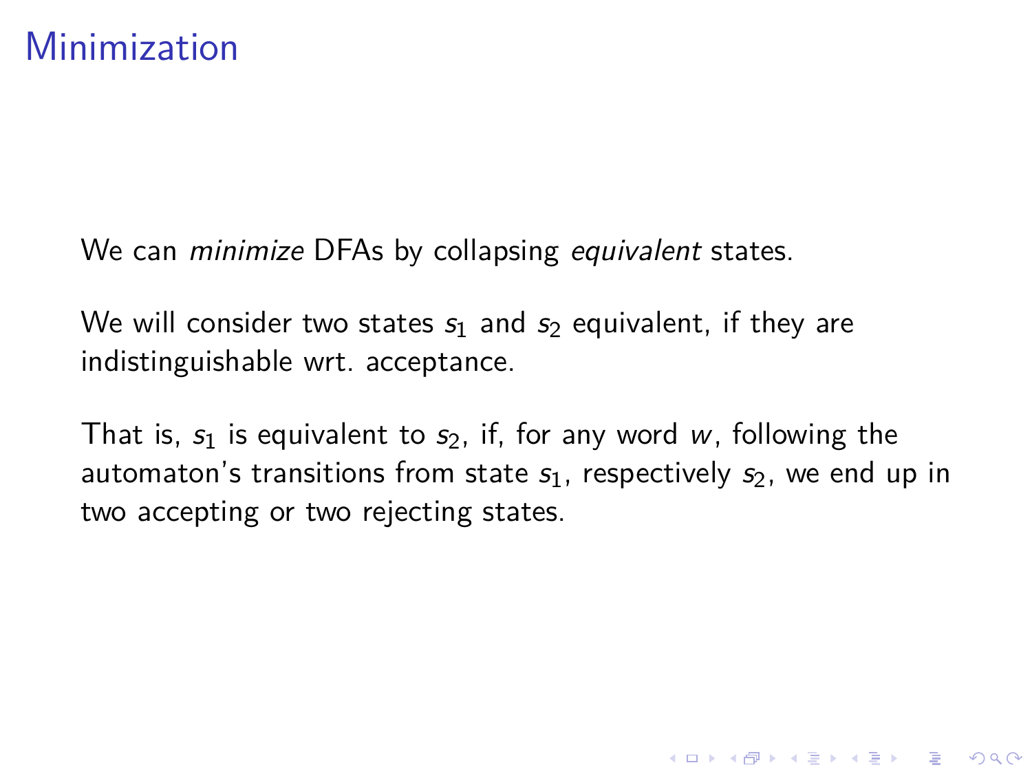# Minimization

We can *minimize* DFAs by collapsing *equivalent* states.

We will consider two states $s_1$ and $s_2$ equivalent, if they are indistinguishable wrt. acceptance.

That is, $s_1$ is equivalent to $s_2$, if, for any word $w$, following the automaton's transitions from state $s_1$, respectively $s_2$, we end up in two accepting or two rejecting states.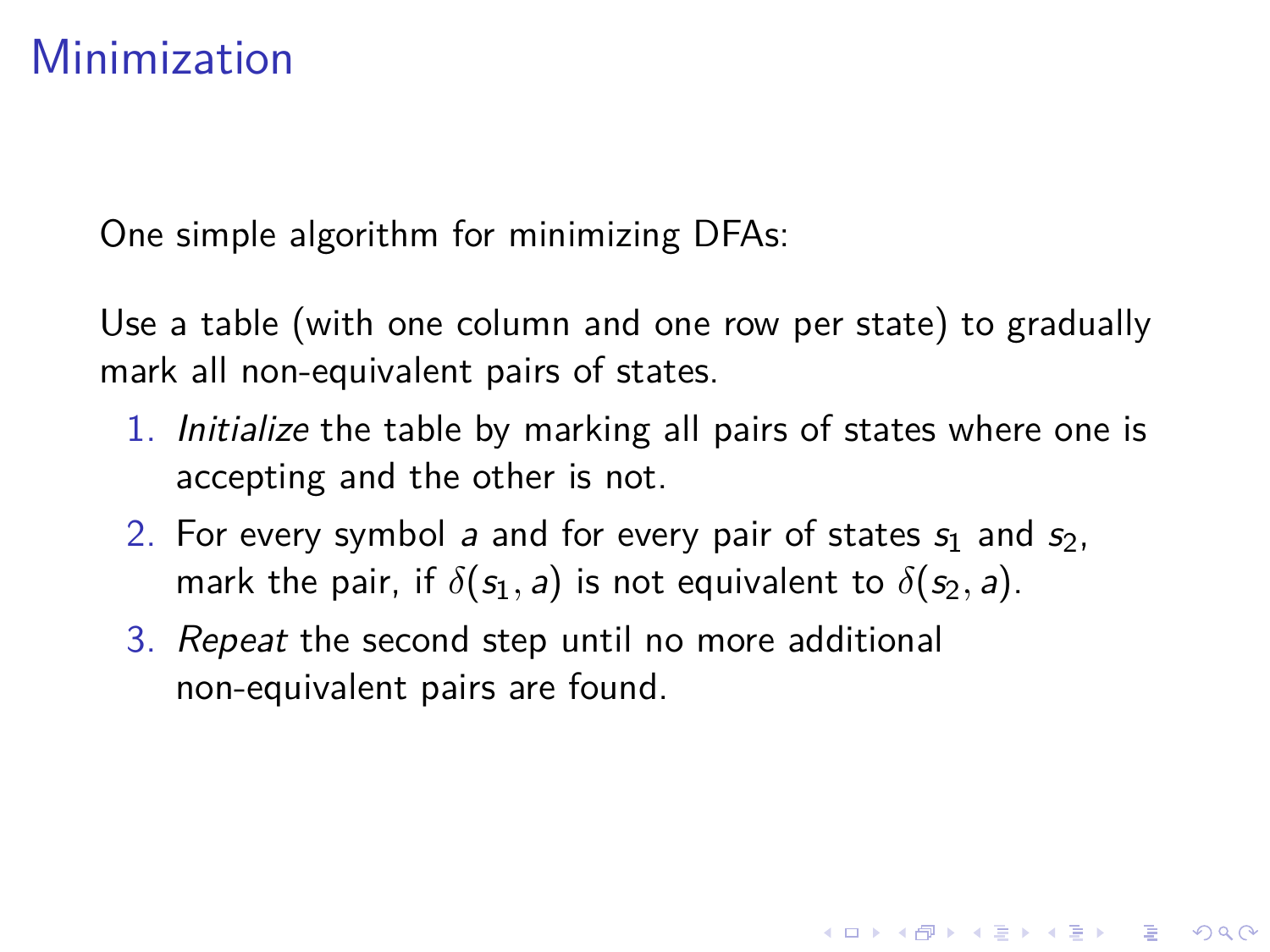# Minimization

One simple algorithm for minimizing DFAs:

Use a table (with one column and one row per state) to gradually mark all non-equivalent pairs of states.

1. *Initialize* the table by marking all pairs of states where one is accepting and the other is not.
2. For every symbol $a$ and for every pair of states $s_1$ and $s_2$, mark the pair, if $\delta(s_1, a)$ is not equivalent to $\delta(s_2, a)$.
3. *Repeat* the second step until no more additional non-equivalent pairs are found.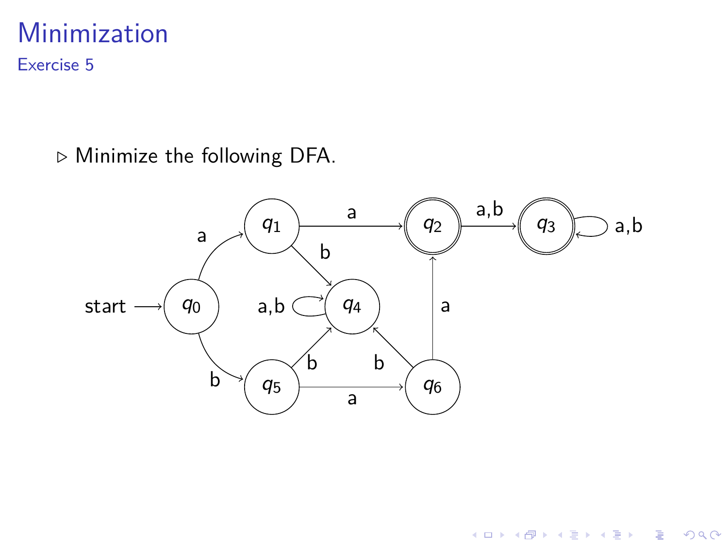# Minimization

## Exercise 5

- Minimize the following DFA.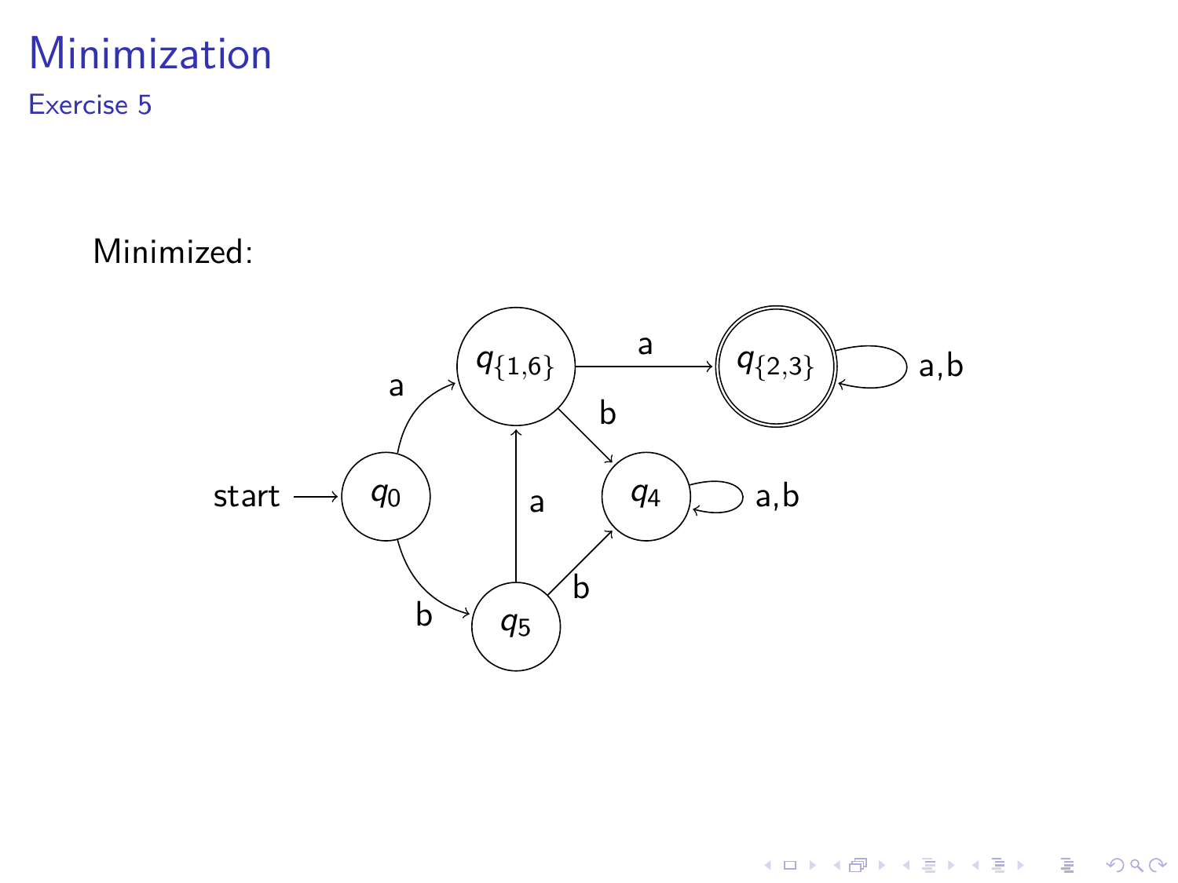# Minimization

## Exercise 5

Minimized:

start

$q_0$

$q_{\{1,6\}}$

$q_{\{2,3\}}$

$q_4$

$q_5$

a

b

a

b

a

b

a,b

a,b